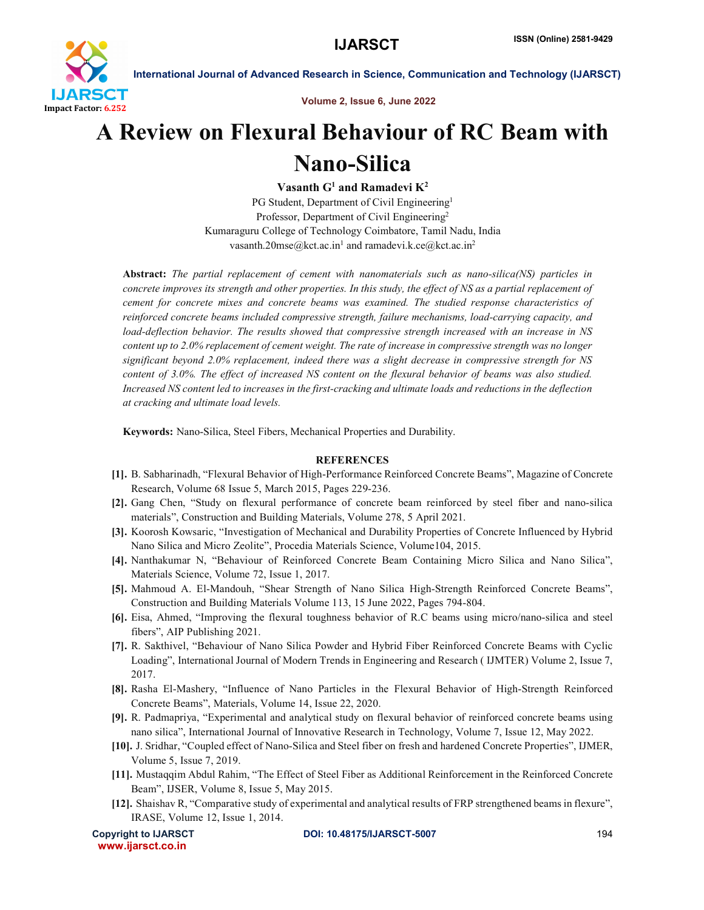# A Review on Flexural Behaviour of RC Beam with Nano-Silica

**Vasanth G[1] and Ramadevi K[2]**

PG Student, Department of Civil Engineering[1]
Professor, Department of Civil Engineering[2]
Kumaraguru College of Technology Coimbatore, Tamil Nadu, India
vasanth.20mse@kct.ac.in[1] and ramadevi.k.ce@kct.ac.in[2]

**Abstract:** *The partial replacement of cement with nanomaterials such as nano-silica(NS) particles in concrete improves its strength and other properties. In this study, the effect of NS as a partial replacement of cement for concrete mixes and concrete beams was examined. The studied response characteristics of reinforced concrete beams included compressive strength, failure mechanisms, load-carrying capacity, and load-deflection behavior. The results showed that compressive strength increased with an increase in NS content up to 2.0% replacement of cement weight. The rate of increase in compressive strength was no longer significant beyond 2.0% replacement, indeed there was a slight decrease in compressive strength for NS content of 3.0%. The effect of increased NS content on the flexural behavior of beams was also studied. Increased NS content led to increases in the first-cracking and ultimate loads and reductions in the deflection at cracking and ultimate load levels.*

**Keywords:** Nano-Silica, Steel Fibers, Mechanical Properties and Durability.

## REFERENCES

**[1].** B. Sabharinadh, "Flexural Behavior of High-Performance Reinforced Concrete Beams", Magazine of Concrete Research, Volume 68 Issue 5, March 2015, Pages 229-236.

**[2].** Gang Chen, "Study on flexural performance of concrete beam reinforced by steel fiber and nano-silica materials", Construction and Building Materials, Volume 278, 5 April 2021.

**[3].** Koorosh Kowsaric, "Investigation of Mechanical and Durability Properties of Concrete Influenced by Hybrid Nano Silica and Micro Zeolite", Procedia Materials Science, Volume104, 2015.

**[4].** Nanthakumar N, "Behaviour of Reinforced Concrete Beam Containing Micro Silica and Nano Silica", Materials Science, Volume 72, Issue 1, 2017.

**[5].** Mahmoud A. El-Mandouh, "Shear Strength of Nano Silica High-Strength Reinforced Concrete Beams", Construction and Building Materials Volume 113, 15 June 2022, Pages 794-804.

**[6].** Eisa, Ahmed, "Improving the flexural toughness behavior of R.C beams using micro/nano-silica and steel fibers", AIP Publishing 2021.

**[7].** R. Sakthivel, "Behaviour of Nano Silica Powder and Hybrid Fiber Reinforced Concrete Beams with Cyclic Loading", International Journal of Modern Trends in Engineering and Research ( IJMTER) Volume 2, Issue 7, 2017.

**[8].** Rasha El-Mashery, "Influence of Nano Particles in the Flexural Behavior of High-Strength Reinforced Concrete Beams", Materials, Volume 14, Issue 22, 2020.

**[9].** R. Padmapriya, "Experimental and analytical study on flexural behavior of reinforced concrete beams using nano silica", International Journal of Innovative Research in Technology, Volume 7, Issue 12, May 2022.

**[10].** J. Sridhar, "Coupled effect of Nano-Silica and Steel fiber on fresh and hardened Concrete Properties", IJMER, Volume 5, Issue 7, 2019.

**[11].** Mustaqqim Abdul Rahim, "The Effect of Steel Fiber as Additional Reinforcement in the Reinforced Concrete Beam", IJSER, Volume 8, Issue 5, May 2015.

**[12].** Shaishav R, "Comparative study of experimental and analytical results of FRP strengthened beams in flexure", IRASE, Volume 12, Issue 1, 2014.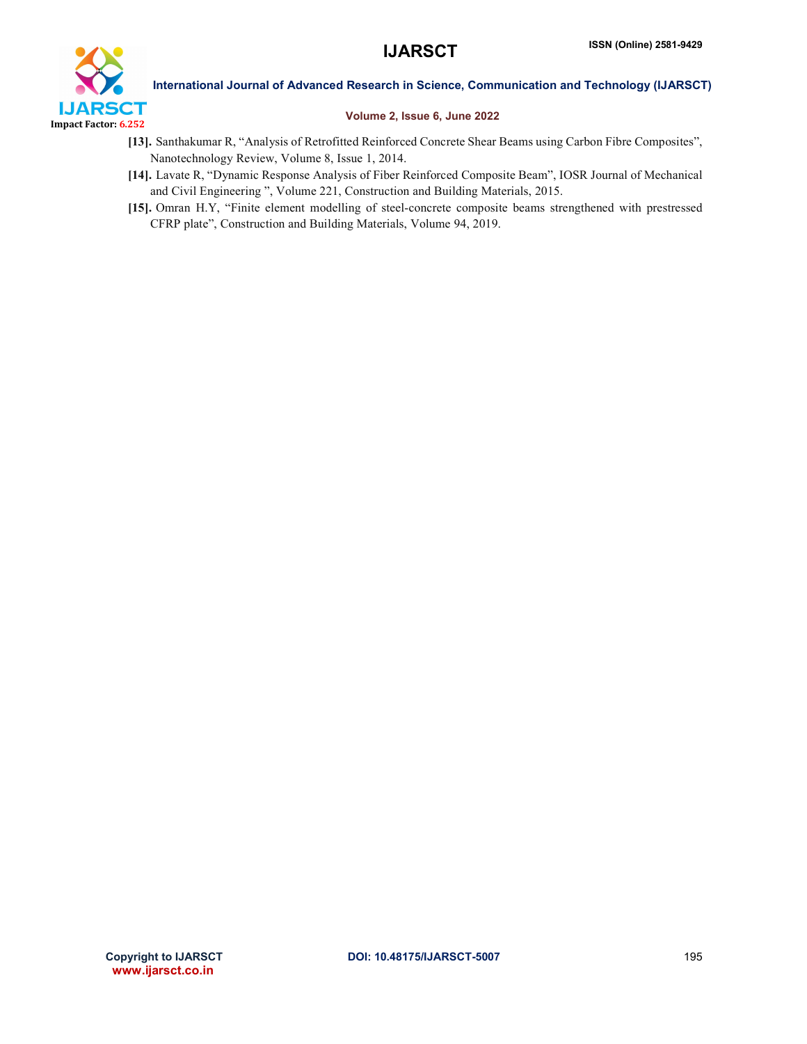[13]. Santhakumar R, "Analysis of Retrofitted Reinforced Concrete Shear Beams using Carbon Fibre Composites", Nanotechnology Review, Volume 8, Issue 1, 2014.

[14]. Lavate R, "Dynamic Response Analysis of Fiber Reinforced Composite Beam", IOSR Journal of Mechanical and Civil Engineering ", Volume 221, Construction and Building Materials, 2015.

[15]. Omran H.Y, "Finite element modelling of steel-concrete composite beams strengthened with prestressed CFRP plate", Construction and Building Materials, Volume 94, 2019.